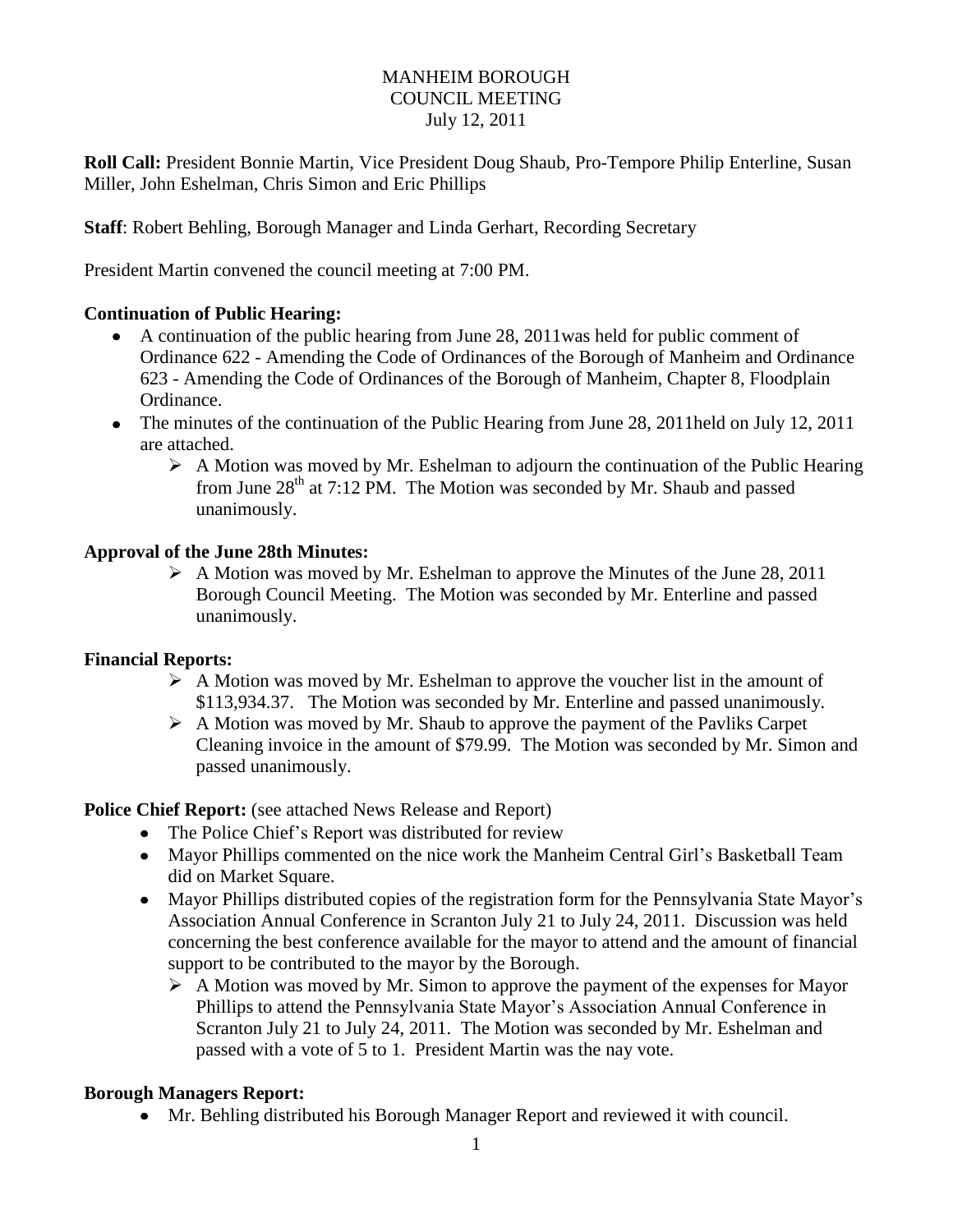MANHEIM BOROUGH
COUNCIL MEETING
July 12, 2011

**Roll Call:** President Bonnie Martin, Vice President Doug Shaub, Pro-Tempore Philip Enterline, Susan Miller, John Eshelman, Chris Simon and Eric Phillips

**Staff**: Robert Behling, Borough Manager and Linda Gerhart, Recording Secretary

President Martin convened the council meeting at 7:00 PM.

**Continuation of Public Hearing:**

- A continuation of the public hearing from June 28, 2011was held for public comment of Ordinance 622 - Amending the Code of Ordinances of the Borough of Manheim and Ordinance 623 - Amending the Code of Ordinances of the Borough of Manheim, Chapter 8, Floodplain Ordinance.
- The minutes of the continuation of the Public Hearing from June 28, 2011held on July 12, 2011 are attached.
  - A Motion was moved by Mr. Eshelman to adjourn the continuation of the Public Hearing from June 28th at 7:12 PM. The Motion was seconded by Mr. Shaub and passed unanimously.

**Approval of the June 28th Minutes:**

- A Motion was moved by Mr. Eshelman to approve the Minutes of the June 28, 2011 Borough Council Meeting. The Motion was seconded by Mr. Enterline and passed unanimously.

**Financial Reports:**

- A Motion was moved by Mr. Eshelman to approve the voucher list in the amount of $113,934.37. The Motion was seconded by Mr. Enterline and passed unanimously.
- A Motion was moved by Mr. Shaub to approve the payment of the Pavliks Carpet Cleaning invoice in the amount of $79.99. The Motion was seconded by Mr. Simon and passed unanimously.

**Police Chief Report:** (see attached News Release and Report)

- The Police Chief's Report was distributed for review
- Mayor Phillips commented on the nice work the Manheim Central Girl's Basketball Team did on Market Square.
- Mayor Phillips distributed copies of the registration form for the Pennsylvania State Mayor's Association Annual Conference in Scranton July 21 to July 24, 2011. Discussion was held concerning the best conference available for the mayor to attend and the amount of financial support to be contributed to the mayor by the Borough.
  - A Motion was moved by Mr. Simon to approve the payment of the expenses for Mayor Phillips to attend the Pennsylvania State Mayor's Association Annual Conference in Scranton July 21 to July 24, 2011. The Motion was seconded by Mr. Eshelman and passed with a vote of 5 to 1. President Martin was the nay vote.

**Borough Managers Report:**

- Mr. Behling distributed his Borough Manager Report and reviewed it with council.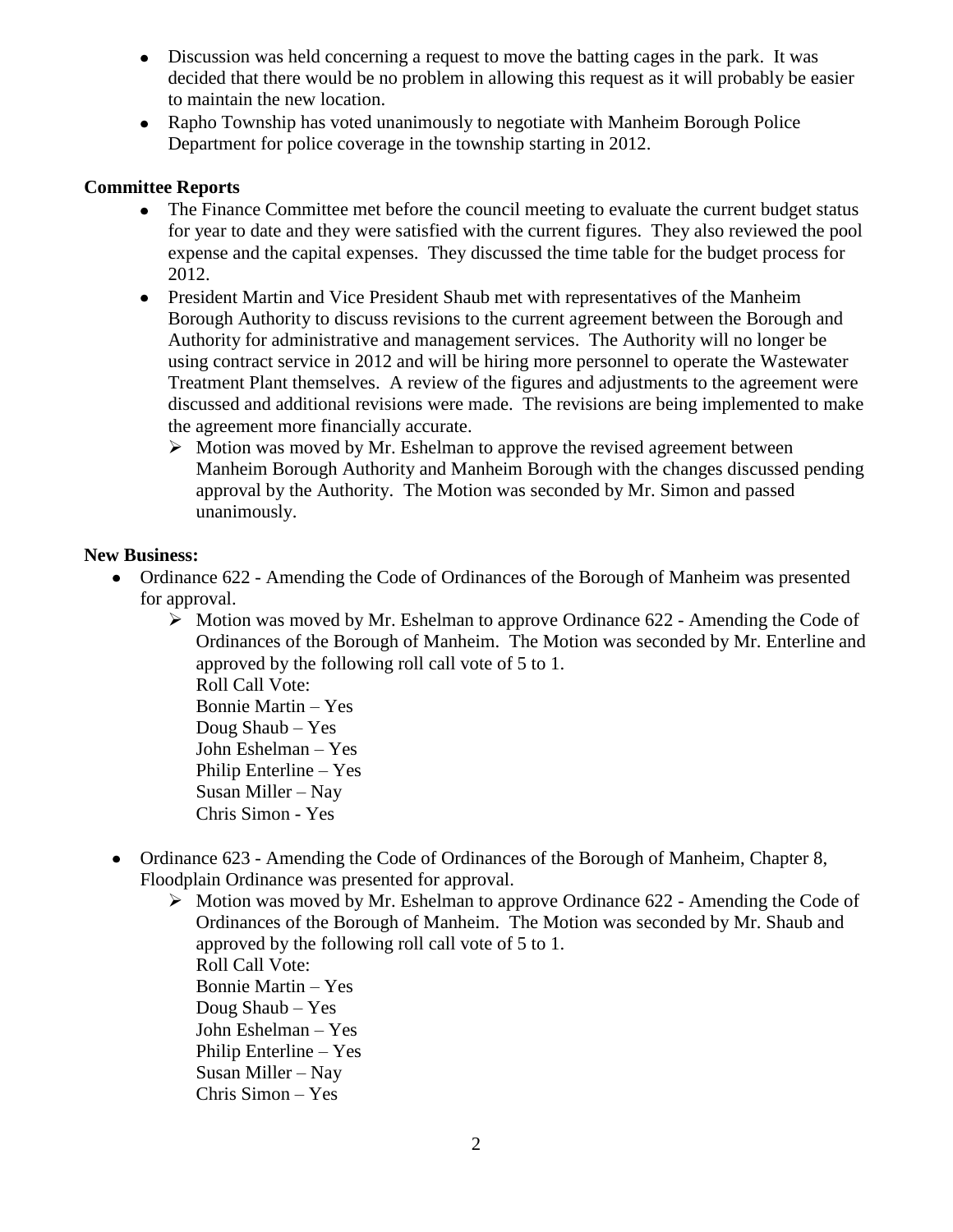- Discussion was held concerning a request to move the batting cages in the park. It was decided that there would be no problem in allowing this request as it will probably be easier to maintain the new location.
- Rapho Township has voted unanimously to negotiate with Manheim Borough Police Department for police coverage in the township starting in 2012.

**Committee Reports**

- The Finance Committee met before the council meeting to evaluate the current budget status for year to date and they were satisfied with the current figures. They also reviewed the pool expense and the capital expenses. They discussed the time table for the budget process for 2012.
- President Martin and Vice President Shaub met with representatives of the Manheim Borough Authority to discuss revisions to the current agreement between the Borough and Authority for administrative and management services. The Authority will no longer be using contract service in 2012 and will be hiring more personnel to operate the Wastewater Treatment Plant themselves. A review of the figures and adjustments to the agreement were discussed and additional revisions were made. The revisions are being implemented to make the agreement more financially accurate.
  - Motion was moved by Mr. Eshelman to approve the revised agreement between Manheim Borough Authority and Manheim Borough with the changes discussed pending approval by the Authority. The Motion was seconded by Mr. Simon and passed unanimously.

**New Business:**

- Ordinance 622 - Amending the Code of Ordinances of the Borough of Manheim was presented for approval.
  - Motion was moved by Mr. Eshelman to approve Ordinance 622 - Amending the Code of Ordinances of the Borough of Manheim. The Motion was seconded by Mr. Enterline and approved by the following roll call vote of 5 to 1.
    Roll Call Vote:
    Bonnie Martin – Yes
    Doug Shaub – Yes
    John Eshelman – Yes
    Philip Enterline – Yes
    Susan Miller – Nay
    Chris Simon - Yes

- Ordinance 623 - Amending the Code of Ordinances of the Borough of Manheim, Chapter 8, Floodplain Ordinance was presented for approval.
  - Motion was moved by Mr. Eshelman to approve Ordinance 622 - Amending the Code of Ordinances of the Borough of Manheim. The Motion was seconded by Mr. Shaub and approved by the following roll call vote of 5 to 1.
    Roll Call Vote:
    Bonnie Martin – Yes
    Doug Shaub – Yes
    John Eshelman – Yes
    Philip Enterline – Yes
    Susan Miller – Nay
    Chris Simon – Yes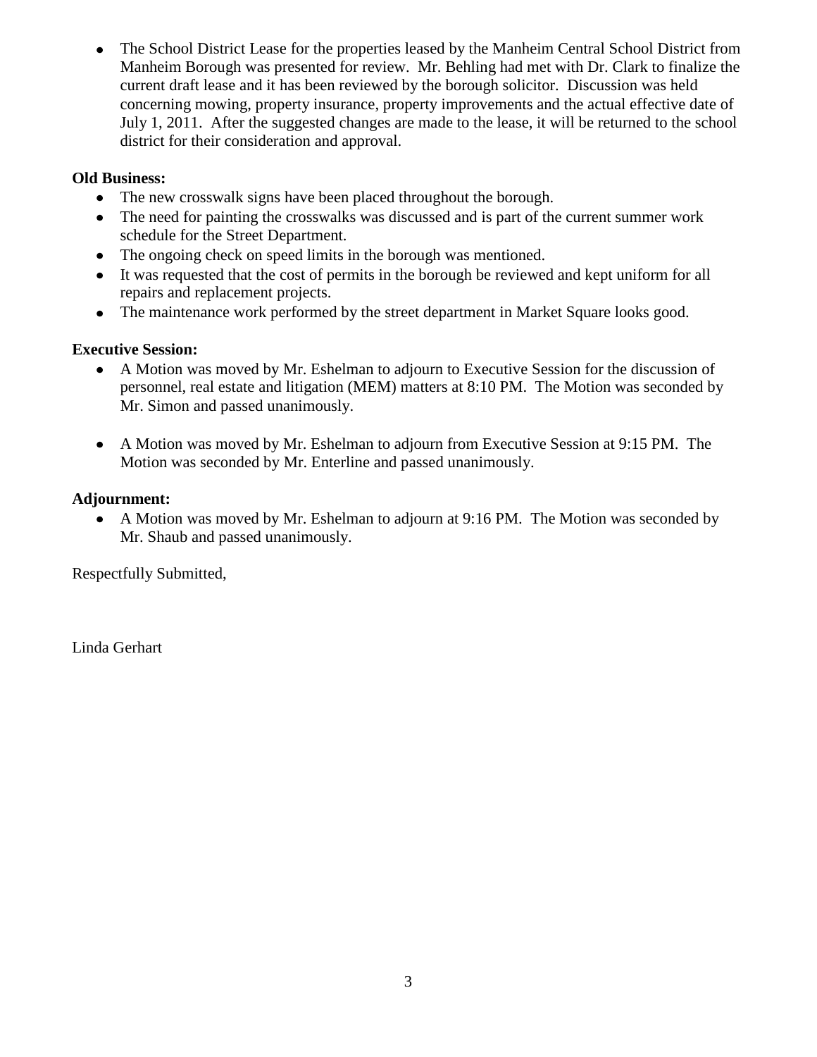- The School District Lease for the properties leased by the Manheim Central School District from Manheim Borough was presented for review. Mr. Behling had met with Dr. Clark to finalize the current draft lease and it has been reviewed by the borough solicitor. Discussion was held concerning mowing, property insurance, property improvements and the actual effective date of July 1, 2011. After the suggested changes are made to the lease, it will be returned to the school district for their consideration and approval.

**Old Business:**

- The new crosswalk signs have been placed throughout the borough.
- The need for painting the crosswalks was discussed and is part of the current summer work schedule for the Street Department.
- The ongoing check on speed limits in the borough was mentioned.
- It was requested that the cost of permits in the borough be reviewed and kept uniform for all repairs and replacement projects.
- The maintenance work performed by the street department in Market Square looks good.

**Executive Session:**

- A Motion was moved by Mr. Eshelman to adjourn to Executive Session for the discussion of personnel, real estate and litigation (MEM) matters at 8:10 PM. The Motion was seconded by Mr. Simon and passed unanimously.

- A Motion was moved by Mr. Eshelman to adjourn from Executive Session at 9:15 PM. The Motion was seconded by Mr. Enterline and passed unanimously.

**Adjournment:**

- A Motion was moved by Mr. Eshelman to adjourn at 9:16 PM. The Motion was seconded by Mr. Shaub and passed unanimously.

Respectfully Submitted,

Linda Gerhart